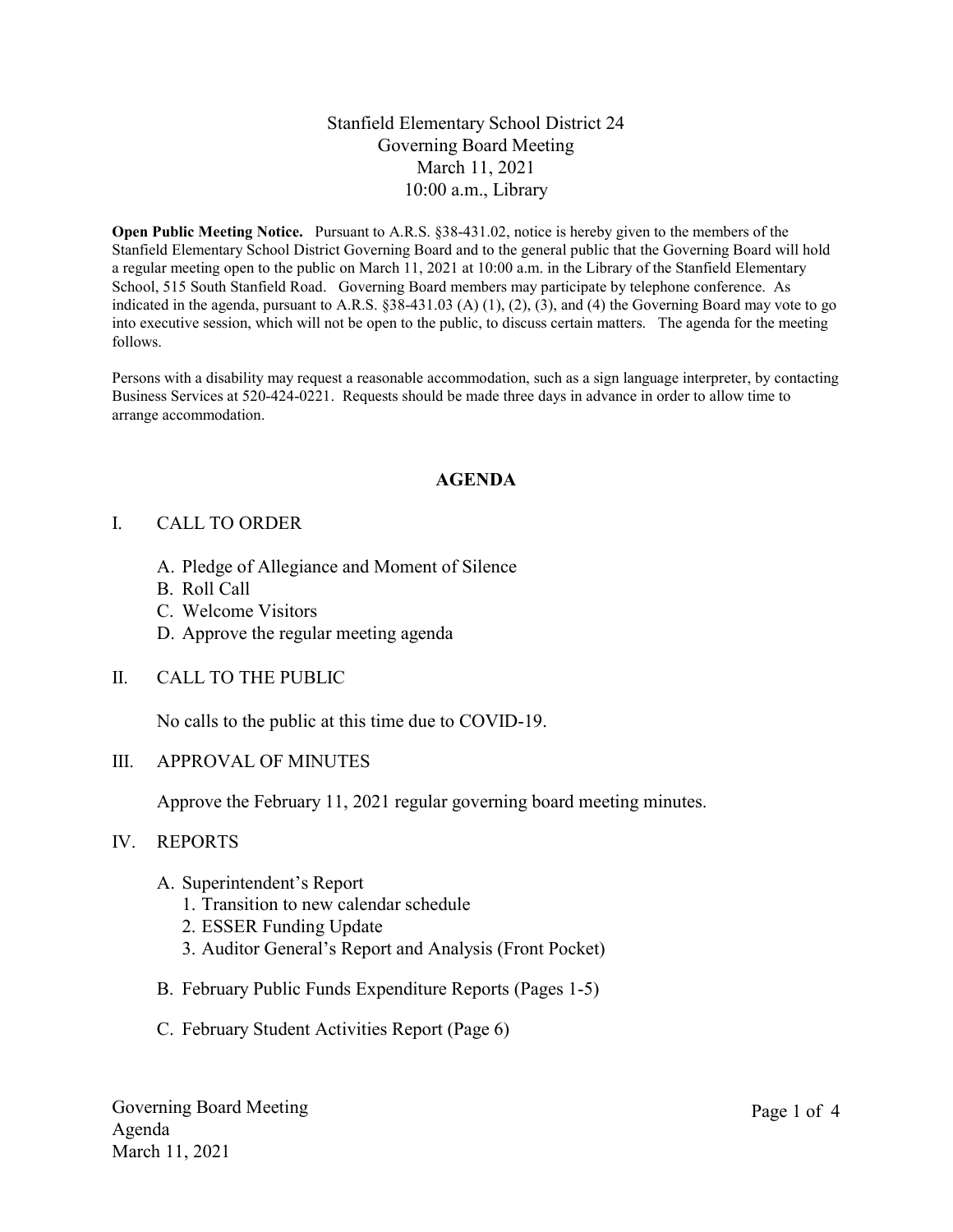# Stanfield Elementary School District 24
## Governing Board Meeting
### March 11, 2021
### 10:00 a.m., Library

**Open Public Meeting Notice.** Pursuant to A.R.S. §38-431.02, notice is hereby given to the members of the Stanfield Elementary School District Governing Board and to the general public that the Governing Board will hold a regular meeting open to the public on March 11, 2021 at 10:00 a.m. in the Library of the Stanfield Elementary School, 515 South Stanfield Road. Governing Board members may participate by telephone conference. As indicated in the agenda, pursuant to A.R.S. §38-431.03 (A) (1), (2), (3), and (4) the Governing Board may vote to go into executive session, which will not be open to the public, to discuss certain matters. The agenda for the meeting follows.

Persons with a disability may request a reasonable accommodation, such as a sign language interpreter, by contacting Business Services at 520-424-0221. Requests should be made three days in advance in order to allow time to arrange accommodation.

## AGENDA

I. CALL TO ORDER

   A. Pledge of Allegiance and Moment of Silence
   B. Roll Call
   C. Welcome Visitors
   D. Approve the regular meeting agenda

II. CALL TO THE PUBLIC

   No calls to the public at this time due to COVID-19.

III. APPROVAL OF MINUTES

   Approve the February 11, 2021 regular governing board meeting minutes.

IV. REPORTS

   A. Superintendent's Report
      1. Transition to new calendar schedule
      2. ESSER Funding Update
      3. Auditor General's Report and Analysis (Front Pocket)

   B. February Public Funds Expenditure Reports (Pages 1-5)

   C. February Student Activities Report (Page 6)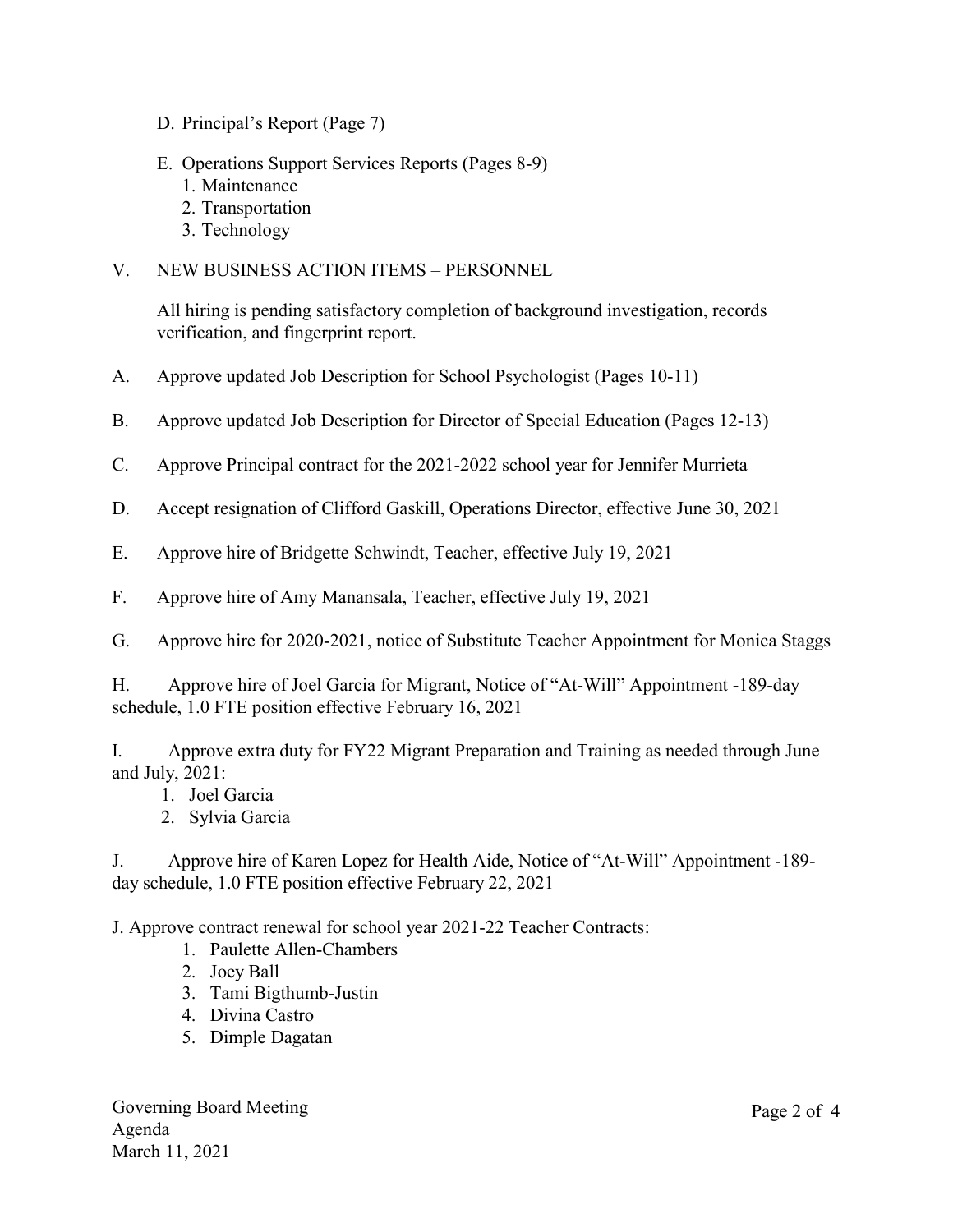D. Principal's Report (Page 7)

E. Operations Support Services Reports (Pages 8-9)
   1. Maintenance
   2. Transportation
   3. Technology

V. NEW BUSINESS ACTION ITEMS – PERSONNEL

All hiring is pending satisfactory completion of background investigation, records verification, and fingerprint report.

A. Approve updated Job Description for School Psychologist (Pages 10-11)

B. Approve updated Job Description for Director of Special Education (Pages 12-13)

C. Approve Principal contract for the 2021-2022 school year for Jennifer Murrieta

D. Accept resignation of Clifford Gaskill, Operations Director, effective June 30, 2021

E. Approve hire of Bridgette Schwindt, Teacher, effective July 19, 2021

F. Approve hire of Amy Manansala, Teacher, effective July 19, 2021

G. Approve hire for 2020-2021, notice of Substitute Teacher Appointment for Monica Staggs

H. Approve hire of Joel Garcia for Migrant, Notice of "At-Will" Appointment -189-day schedule, 1.0 FTE position effective February 16, 2021

I. Approve extra duty for FY22 Migrant Preparation and Training as needed through June and July, 2021:
   1. Joel Garcia
   2. Sylvia Garcia

J. Approve hire of Karen Lopez for Health Aide, Notice of "At-Will" Appointment -189-day schedule, 1.0 FTE position effective February 22, 2021

J. Approve contract renewal for school year 2021-22 Teacher Contracts:
   1. Paulette Allen-Chambers
   2. Joey Ball
   3. Tami Bigthumb-Justin
   4. Divina Castro
   5. Dimple Dagatan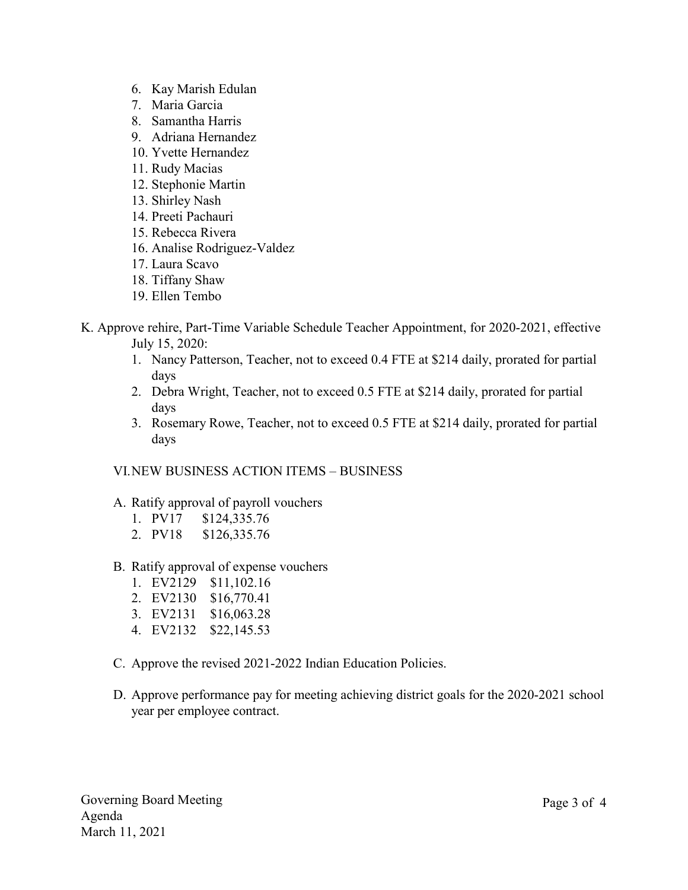6. Kay Marish Edulan
7. Maria Garcia
8. Samantha Harris
9. Adriana Hernandez
10. Yvette Hernandez
11. Rudy Macias
12. Stephonie Martin
13. Shirley Nash
14. Preeti Pachauri
15. Rebecca Rivera
16. Analise Rodriguez-Valdez
17. Laura Scavo
18. Tiffany Shaw
19. Ellen Tembo

K. Approve rehire, Part-Time Variable Schedule Teacher Appointment, for 2020-2021, effective July 15, 2020:

1. Nancy Patterson, Teacher, not to exceed 0.4 FTE at $214 daily, prorated for partial days
2. Debra Wright, Teacher, not to exceed 0.5 FTE at $214 daily, prorated for partial days
3. Rosemary Rowe, Teacher, not to exceed 0.5 FTE at $214 daily, prorated for partial days

VI. NEW BUSINESS ACTION ITEMS – BUSINESS

A. Ratify approval of payroll vouchers

1. PV17 $124,335.76
2. PV18 $126,335.76

B. Ratify approval of expense vouchers

1. EV2129 $11,102.16
2. EV2130 $16,770.41
3. EV2131 $16,063.28
4. EV2132 $22,145.53

C. Approve the revised 2021-2022 Indian Education Policies.

D. Approve performance pay for meeting achieving district goals for the 2020-2021 school year per employee contract.

Governing Board Meeting
Agenda
March 11, 2021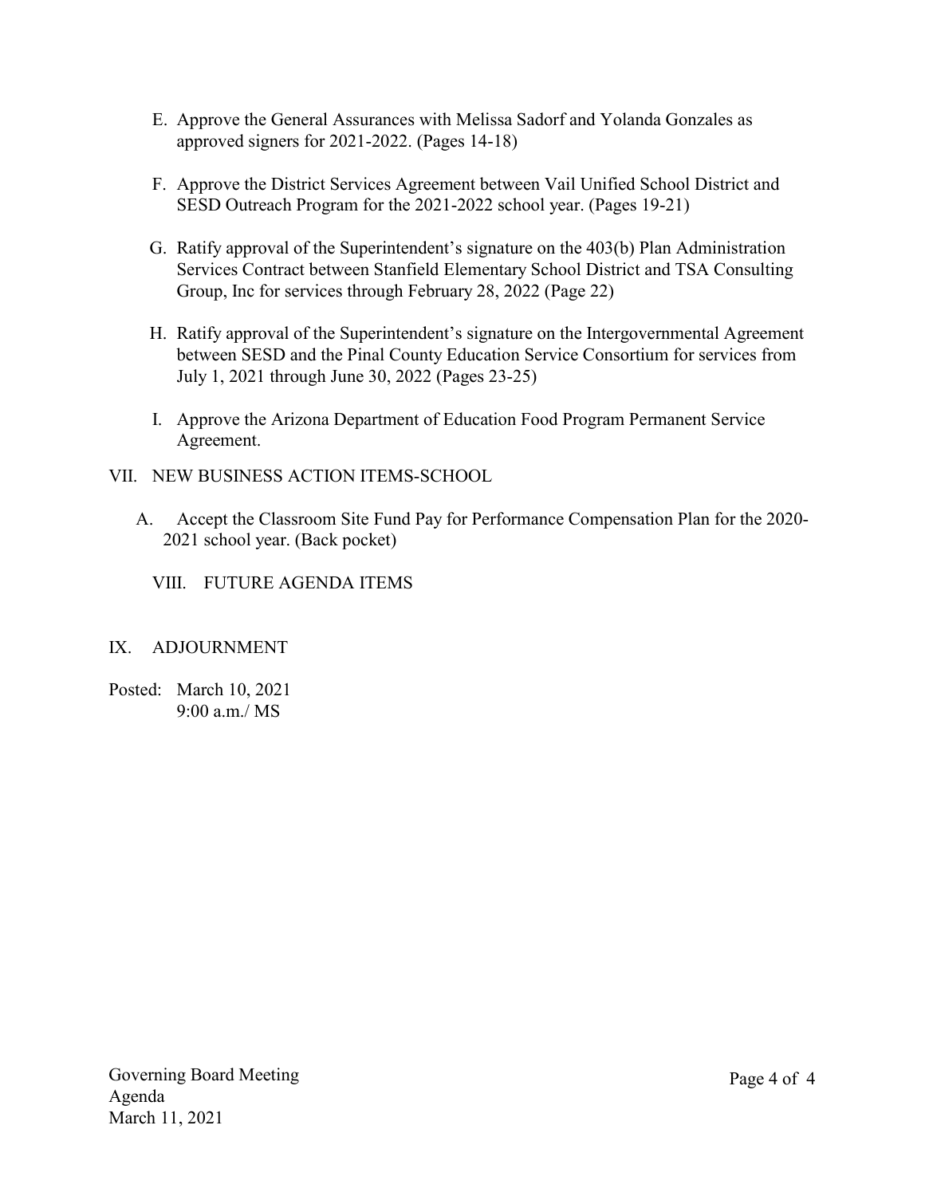E. Approve the General Assurances with Melissa Sadorf and Yolanda Gonzales as approved signers for 2021-2022. (Pages 14-18)

F. Approve the District Services Agreement between Vail Unified School District and SESD Outreach Program for the 2021-2022 school year. (Pages 19-21)

G. Ratify approval of the Superintendent's signature on the 403(b) Plan Administration Services Contract between Stanfield Elementary School District and TSA Consulting Group, Inc for services through February 28, 2022 (Page 22)

H. Ratify approval of the Superintendent's signature on the Intergovernmental Agreement between SESD and the Pinal County Education Service Consortium for services from July 1, 2021 through June 30, 2022 (Pages 23-25)

I. Approve the Arizona Department of Education Food Program Permanent Service Agreement.

VII. NEW BUSINESS ACTION ITEMS-SCHOOL

A. Accept the Classroom Site Fund Pay for Performance Compensation Plan for the 2020-2021 school year. (Back pocket)

VIII. FUTURE AGENDA ITEMS

IX. ADJOURNMENT

Posted: March 10, 2021
9:00 a.m./ MS